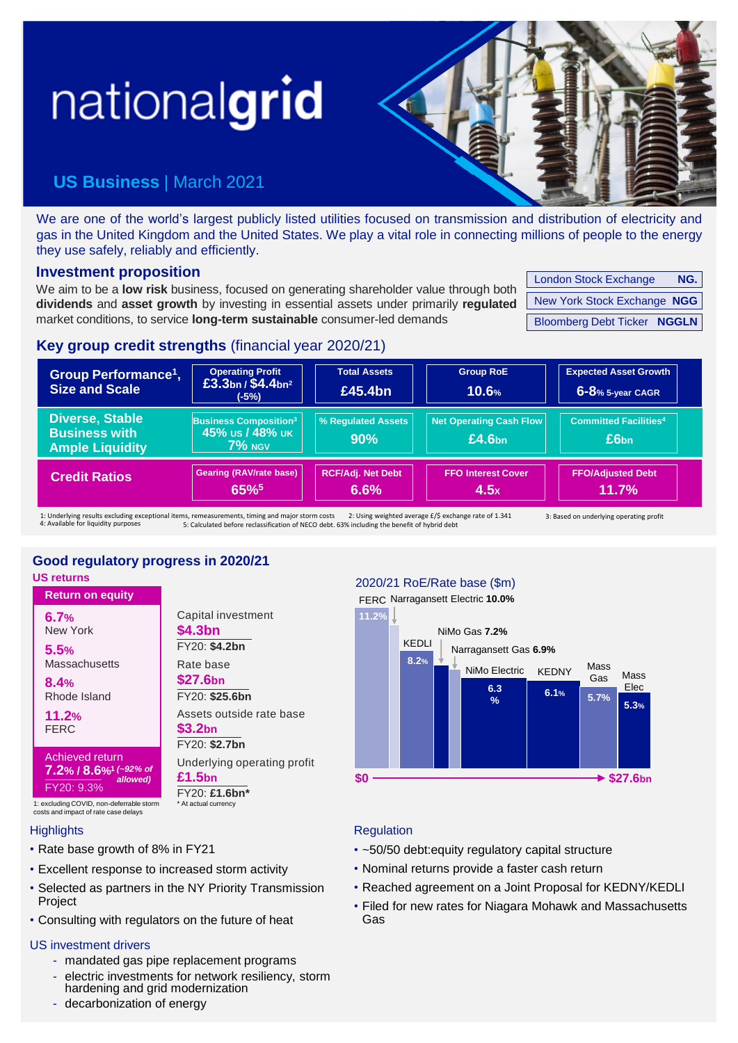# nationalgrid

## US Business | March 2021

We are one of the world's largest publicly listed utilities focused on transmission and distribution of electricity and gas in the United Kingdom and the United States. We play a vital role in connecting millions of people to the energy they use safely, reliably and efficiently.

### Investment proposition

We aim to be a **low risk** business, focused on generating shareholder value through both **dividends** and **asset growth** by investing in essential assets under primarily **regulated** market conditions, to service **long-term sustainable** consumer-led demands

| | |
|---|---|
| London Stock Exchange | NG. |
| New York Stock Exchange | NGG |
| Bloomberg Debt Ticker | NGGLN |

### Key group credit strengths (financial year 2020/21)

| | | | | |
|---|---|---|---|---|
| **Group Performance[1], Size and Scale** | Operating Profit **£3.3bn / $4.4bn[2]** (-5%) | Total Assets **£45.4bn** | Group RoE **10.6%** | Expected Asset Growth **6-8%** 5-year CAGR |
| **Diverse, Stable Business with Ample Liquidity** | Business Composition[3] **45% US / 48% UK 7% NGV** | % Regulated Assets **90%** | Net Operating Cash Flow **£4.6bn** | Committed Facilities[4] **£6bn** |
| **Credit Ratios** | Gearing (RAV/rate base) **65%[5]** | RCF/Adj. Net Debt **6.6%** | FFO Interest Cover **4.5x** | FFO/Adjusted Debt **11.7%** |

1: Underlying results excluding exceptional items, remeasurements, timing and major storm costs 2: Using weighted average £/$ exchange rate of 1.341 3: Based on underlying operating profit
4: Available for liquidity purposes 5: Calculated before reclassification of NECO debt. 63% including the benefit of hybrid debt

## Good regulatory progress in 2020/21

### US returns

**Return on equity**

- **6.7%** New York
- **5.5%** Massachusetts
- **8.4%** Rhode Island
- **11.2%** FERC

Achieved return **7.2% / 8.6%[1]** *(~92% of allowed)*
FY20: 9.3%

1: excluding COVID, non-deferrable storm costs and impact of rate case delays

Capital investment **$4.3bn**
FY20: **$4.2bn**

Rate base **$27.6bn**
FY20: **$25.6bn**

Assets outside rate base **$3.2bn**
FY20: **$2.7bn**

Underlying operating profit **£1.5bn**
FY20: **£1.6bn***

\* At actual currency

### 2020/21 RoE/Rate base ($m)

| Segment | RoE |
|---|---|
| FERC | 11.2% |
| Narragansett Electric | 10.0% |
| KEDLI | 8.2% |
| NiMo Gas | 7.2% |
| Narragansett Gas | 6.9% |
| NiMo Electric | 6.3% |
| KEDNY | 6.1% |
| Mass Gas | 5.7% |
| Mass Elec | 5.3% |

$0 → $27.6bn

### Highlights

- Rate base growth of 8% in FY21
- Excellent response to increased storm activity
- Selected as partners in the NY Priority Transmission Project
- Consulting with regulators on the future of heat

### US investment drivers

- mandated gas pipe replacement programs
- electric investments for network resiliency, storm hardening and grid modernization
- decarbonization of energy

### Regulation

- ~50/50 debt:equity regulatory capital structure
- Nominal returns provide a faster cash return
- Reached agreement on a Joint Proposal for KEDNY/KEDLI
- Filed for new rates for Niagara Mohawk and Massachusetts Gas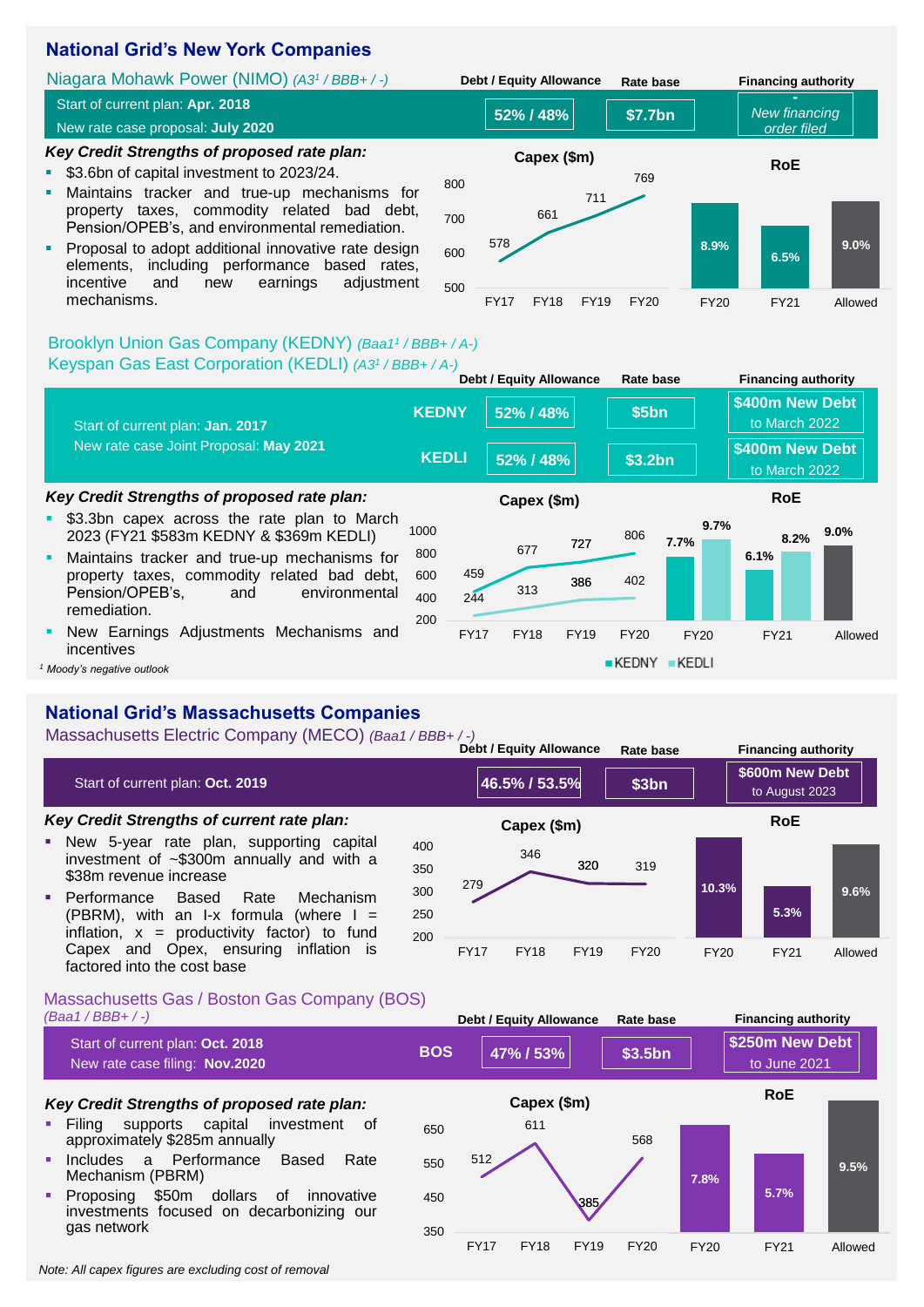## National Grid's New York Companies

### Niagara Mohawk Power (NIMO) *(A3[1] / BBB+ / -)*

Start of current plan: **Apr. 2018**
New rate case proposal: **July 2020**

| Debt / Equity Allowance | Rate base | Financing authority |
|---|---|---|
| 52% / 48% | $7.7bn | New financing order filed |

**Key Credit Strengths of proposed rate plan:**

- $3.6bn of capital investment to 2023/24.
- Maintains tracker and true-up mechanisms for property taxes, commodity related bad debt, Pension/OPEB's, and environmental remediation.
- Proposal to adopt additional innovative rate design elements, including performance based rates, incentive and new earnings adjustment mechanisms.

**Capex ($m)**

| FY17 | FY18 | FY19 | FY20 |
|---|---|---|---|
| 578 | 661 | 711 | 769 |

**RoE**

| FY20 | FY21 | Allowed |
|---|---|---|
| 8.9% | 6.5% | 9.0% |

### Brooklyn Union Gas Company (KEDNY) *(Baa1[1] / BBB+ / A-)*
### Keyspan Gas East Corporation (KEDLI) *(A3[1] / BBB+ / A-)*

Start of current plan: **Jan. 2017**
New rate case Joint Proposal: **May 2021**

| | Debt / Equity Allowance | Rate base | Financing authority |
|---|---|---|---|
| KEDNY | 52% / 48% | $5bn | $400m New Debt to March 2022 |
| KEDLI | 52% / 48% | $3.2bn | $400m New Debt to March 2022 |

**Key Credit Strengths of proposed rate plan:**

- $3.3bn capex across the rate plan to March 2023 (FY21 $583m KEDNY & $369m KEDLI)
- Maintains tracker and true-up mechanisms for property taxes, commodity related bad debt, Pension/OPEB's, and environmental remediation.
- New Earnings Adjustments Mechanisms and incentives

**Capex ($m)**

| | FY17 | FY18 | FY19 | FY20 |
|---|---|---|---|---|
| KEDNY | 459 | 677 | 727 | 806 |
| KEDLI | 244 | 313 | 386 | 402 |

**RoE**

| | FY20 | FY21 | Allowed |
|---|---|---|---|
| KEDNY | 7.7% | 6.1% | 9.0% |
| KEDLI | 9.7% | 8.2% | |

[1] Moody's negative outlook

## National Grid's Massachusetts Companies

### Massachusetts Electric Company (MECO) *(Baa1 / BBB+ / -)*

Start of current plan: **Oct. 2019**

| Debt / Equity Allowance | Rate base | Financing authority |
|---|---|---|
| 46.5% / 53.5% | $3bn | $600m New Debt to August 2023 |

**Key Credit Strengths of current rate plan:**

- New 5-year rate plan, supporting capital investment of ~$300m annually and with a $38m revenue increase
- Performance Based Rate Mechanism (PBRM), with an I-x formula (where I = inflation, x = productivity factor) to fund Capex and Opex, ensuring inflation is factored into the cost base

**Capex ($m)**

| FY17 | FY18 | FY19 | FY20 |
|---|---|---|---|
| 279 | 346 | 320 | 319 |

**RoE**

| FY20 | FY21 | Allowed |
|---|---|---|
| 10.3% | 5.3% | 9.6% |

### Massachusetts Gas / Boston Gas Company (BOS)
*(Baa1 / BBB+ / -)*

Start of current plan: **Oct. 2018**
New rate case filing: **Nov.2020**

| | Debt / Equity Allowance | Rate base | Financing authority |
|---|---|---|---|
| BOS | 47% / 53% | $3.5bn | $250m New Debt to June 2021 |

**Key Credit Strengths of proposed rate plan:**

- Filing supports capital investment of approximately $285m annually
- Includes a Performance Based Rate Mechanism (PBRM)
- Proposing $50m dollars of innovative investments focused on decarbonizing our gas network

**Capex ($m)**

| FY17 | FY18 | FY19 | FY20 |
|---|---|---|---|
| 512 | 611 | 385 | 568 |

**RoE**

| FY20 | FY21 | Allowed |
|---|---|---|
| 7.8% | 5.7% | 9.5% |

*Note: All capex figures are excluding cost of removal*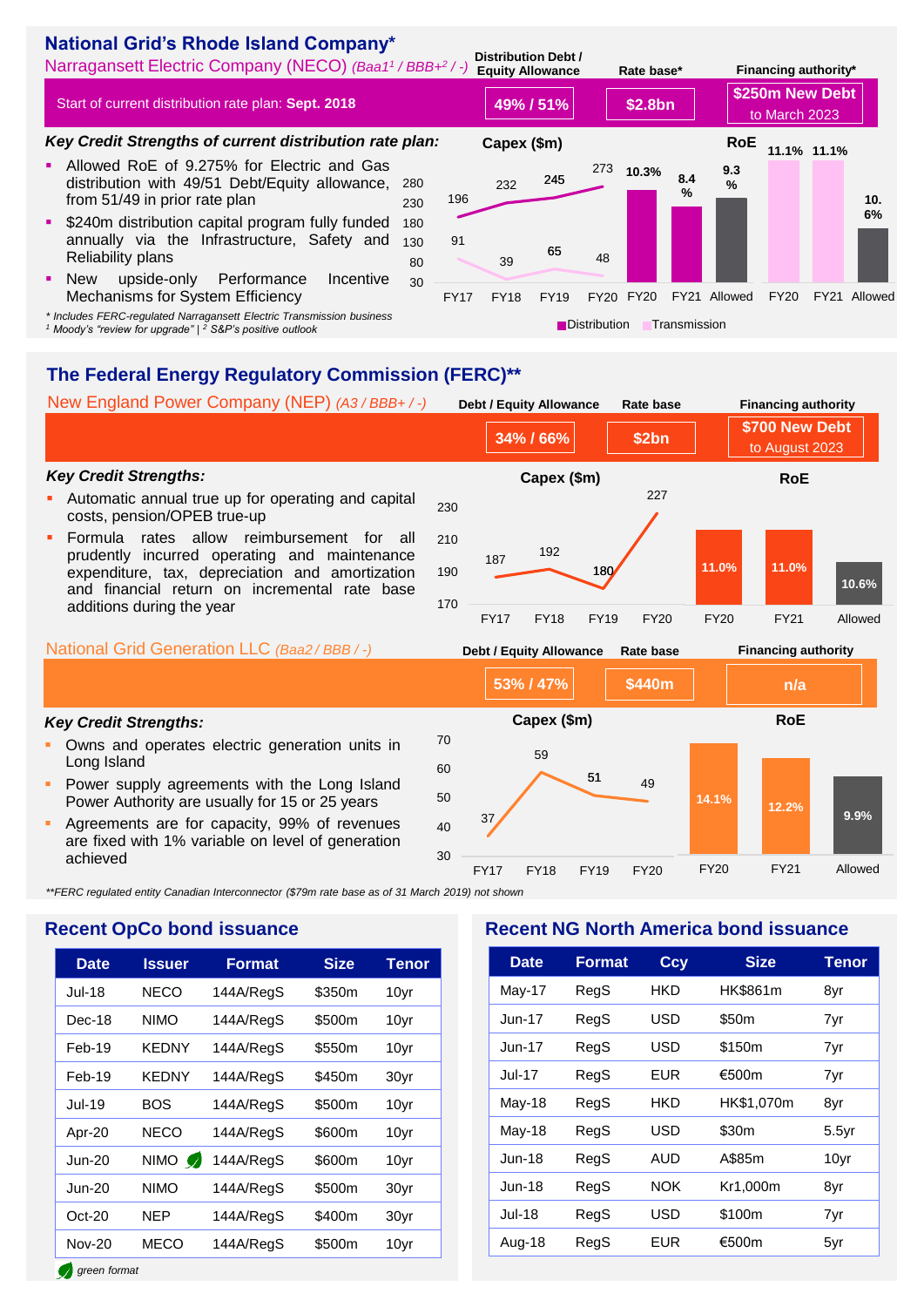## National Grid's Rhode Island Company*

Narragansett Electric Company (NECO) *(Baa1[1] / BBB+[2] / -)*

| | Distribution Debt / Equity Allowance | Rate base* | Financing authority* |
|---|---|---|---|
| Start of current distribution rate plan: **Sept. 2018** | 49% / 51% | $2.8bn | $250m New Debt to March 2023 |

### *Key Credit Strengths of current distribution rate plan:*

- Allowed RoE of 9.275% for Electric and Gas distribution with 49/51 Debt/Equity allowance, from 51/49 in prior rate plan
- $240m distribution capital program fully funded annually via the Infrastructure, Safety and Reliability plans
- New upside-only Performance Incentive Mechanisms for System Efficiency

**Capex ($m)**

| | FY17 | FY18 | FY19 | FY20 |
|---|---|---|---|---|
| Distribution | 196 | 232 | 245 | 273 |
| Transmission | 91 | 39 | 65 | 48 |

**RoE**

| | FY20 | FY21 | Allowed |
|---|---|---|---|
| Distribution | 10.3% | 8.4% | 9.3% |
| Transmission | 11.1% | 11.1% | 10.6% |

*\* Includes FERC-regulated Narragansett Electric Transmission business*
*[1] Moody's "review for upgrade" | [2] S&P's positive outlook*

## The Federal Energy Regulatory Commission (FERC)**

New England Power Company (NEP) *(A3 / BBB+ / -)*

| Debt / Equity Allowance | Rate base | Financing authority |
|---|---|---|
| 34% / 66% | $2bn | $700 New Debt to August 2023 |

### *Key Credit Strengths:*

- Automatic annual true up for operating and capital costs, pension/OPEB true-up
- Formula rates allow reimbursement for all prudently incurred operating and maintenance expenditure, tax, depreciation and amortization and financial return on incremental rate base additions during the year

**Capex ($m)**

| FY17 | FY18 | FY19 | FY20 |
|---|---|---|---|
| 187 | 192 | 180 | 227 |

**RoE**

| FY20 | FY21 | Allowed |
|---|---|---|
| 11.0% | 11.0% | 10.6% |

National Grid Generation LLC *(Baa2 / BBB / -)*

| Debt / Equity Allowance | Rate base | Financing authority |
|---|---|---|
| 53% / 47% | $440m | n/a |

### *Key Credit Strengths:*

- Owns and operates electric generation units in Long Island
- Power supply agreements with the Long Island Power Authority are usually for 15 or 25 years
- Agreements are for capacity, 99% of revenues are fixed with 1% variable on level of generation achieved

**Capex ($m)**

| FY17 | FY18 | FY19 | FY20 |
|---|---|---|---|
| 37 | 59 | 51 | 49 |

**RoE**

| FY20 | FY21 | Allowed |
|---|---|---|
| 14.1% | 12.2% | 9.9% |

*\*\*FERC regulated entity Canadian Interconnector ($79m rate base as of 31 March 2019) not shown*

## Recent OpCo bond issuance

| Date | Issuer | Format | Size | Tenor |
|---|---|---|---|---|
| Jul-18 | NECO | 144A/RegS | $350m | 10yr |
| Dec-18 | NIMO | 144A/RegS | $500m | 10yr |
| Feb-19 | KEDNY | 144A/RegS | $550m | 10yr |
| Feb-19 | KEDNY | 144A/RegS | $450m | 30yr |
| Jul-19 | BOS | 144A/RegS | $500m | 10yr |
| Apr-20 | NECO | 144A/RegS | $600m | 10yr |
| Jun-20 | NIMO (green) | 144A/RegS | $600m | 10yr |
| Jun-20 | NIMO | 144A/RegS | $500m | 30yr |
| Oct-20 | NEP | 144A/RegS | $400m | 30yr |
| Nov-20 | MECO | 144A/RegS | $500m | 10yr |

*green format*

## Recent NG North America bond issuance

| Date | Format | Ccy | Size | Tenor |
|---|---|---|---|---|
| May-17 | RegS | HKD | HK$861m | 8yr |
| Jun-17 | RegS | USD | $50m | 7yr |
| Jun-17 | RegS | USD | $150m | 7yr |
| Jul-17 | RegS | EUR | €500m | 7yr |
| May-18 | RegS | HKD | HK$1,070m | 8yr |
| May-18 | RegS | USD | $30m | 5.5yr |
| Jun-18 | RegS | AUD | A$85m | 10yr |
| Jun-18 | RegS | NOK | Kr1,000m | 8yr |
| Jul-18 | RegS | USD | $100m | 7yr |
| Aug-18 | RegS | EUR | €500m | 5yr |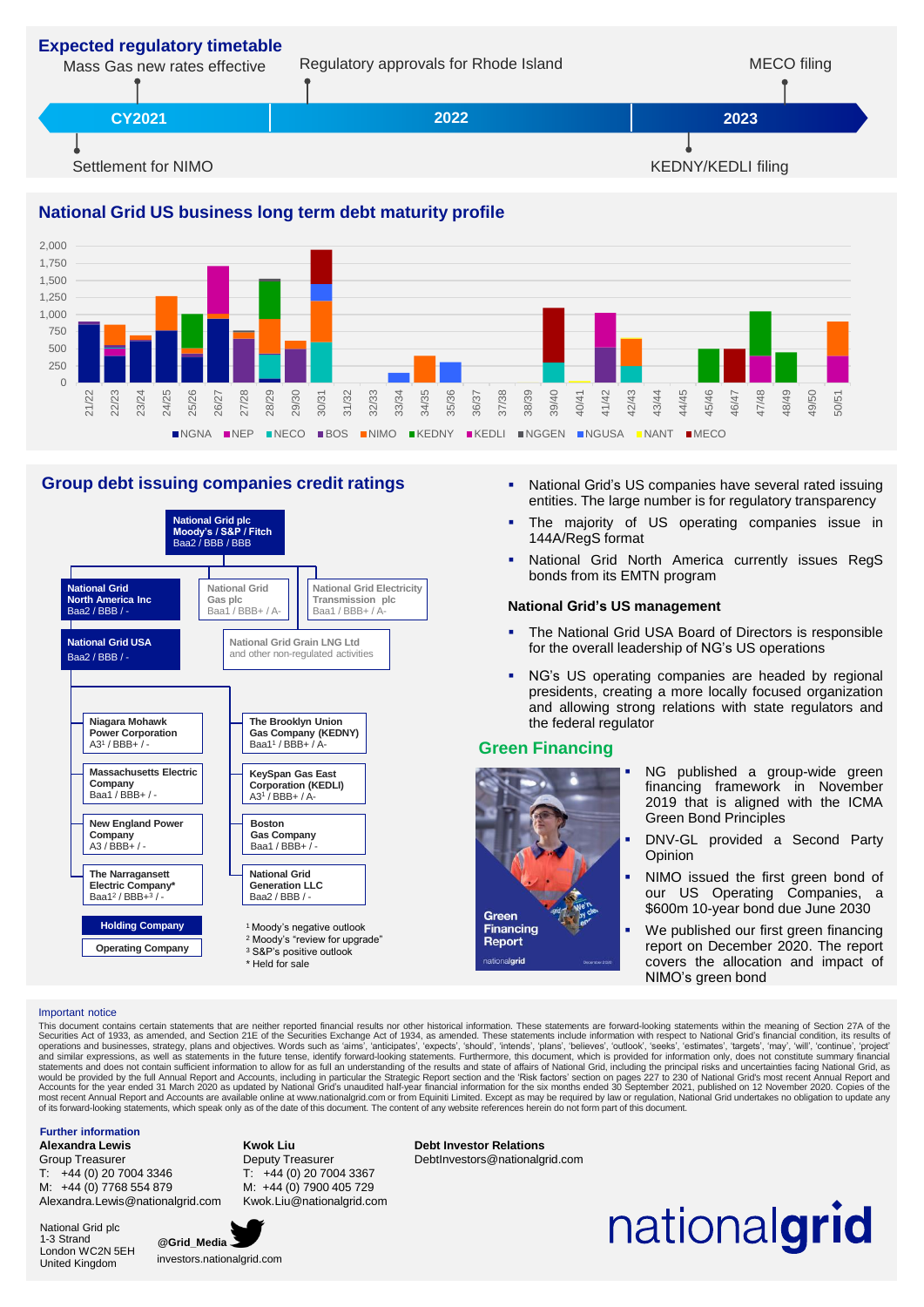## Expected regulatory timetable

- CY2021: Mass Gas new rates effective; Settlement for NIMO
- 2022: Regulatory approvals for Rhode Island
- 2023: MECO filing; KEDNY/KEDLI filing

## National Grid US business long term debt maturity profile

Legend: NGNA, NEP, NECO, BOS, NIMO, KEDNY, KEDLI, NGGEN, NGUSA, NANT, MECO

Years: 21/22 through 50/51; y-axis 0 to 2,000

## Group debt issuing companies credit ratings

**National Grid plc**
Moody's / S&P / Fitch
Baa2 / BBB / BBB

- **National Grid North America Inc** — Baa2 / BBB / -
- National Grid Gas plc — Baa1 / BBB+ / A-
- National Grid Electricity Transmission plc — Baa1 / BBB+ / A-
- **National Grid USA** — Baa2 / BBB / -
- National Grid Grain LNG Ltd and other non-regulated activities

Operating companies under National Grid USA:

- Niagara Mohawk Power Corporation — A3[1] / BBB+ / -
- Massachusetts Electric Company — Baa1 / BBB+ / -
- New England Power Company — A3 / BBB+ / -
- The Narragansett Electric Company* — Baa1[2] / BBB+[3] / -
- The Brooklyn Union Gas Company (KEDNY) — Baa1[1] / BBB+ / A-
- KeySpan Gas East Corporation (KEDLI) — A3[1] / BBB+ / A-
- Boston Gas Company — Baa1 / BBB+ / -
- National Grid Generation LLC — Baa2 / BBB / -

Holding Company / Operating Company

[1] Moody's negative outlook
[2] Moody's "review for upgrade"
[3] S&P's positive outlook
\* Held for sale

- National Grid's US companies have several rated issuing entities. The large number is for regulatory transparency
- The majority of US operating companies issue in 144A/RegS format
- National Grid North America currently issues RegS bonds from its EMTN program

### National Grid's US management

- The National Grid USA Board of Directors is responsible for the overall leadership of NG's US operations
- NG's US operating companies are headed by regional presidents, creating a more locally focused organization and allowing strong relations with state regulators and the federal regulator

## Green Financing

- NG published a group-wide green financing framework in November 2019 that is aligned with the ICMA Green Bond Principles
- DNV-GL provided a Second Party Opinion
- NIMO issued the first green bond of our US Operating Companies, a $600m 10-year bond due June 2030
- We published our first green financing report on December 2020. The report covers the allocation and impact of NIMO's green bond

Important notice

This document contains certain statements that are neither reported financial results nor other historical information. These statements are forward-looking statements within the meaning of Section 27A of the Securities Act of 1933, as amended, and Section 21E of the Securities Exchange Act of 1934, as amended. These statements include information with respect to National Grid's financial condition, its results of operations and businesses, strategy, plans and objectives. Words such as 'aims', 'anticipates', 'expects', 'should', 'intends', 'plans', 'believes', 'outlook', 'seeks', 'estimates', 'targets', 'may', 'will', 'continue', 'project' and similar expressions, as well as statements in the future tense, identify forward-looking statements. Furthermore, this document, which is provided for information only, does not constitute summary financial statements and does not contain sufficient information to allow for as full an understanding of the results and state of affairs of National Grid, including the principal risks and uncertainties facing National Grid, as would be provided by the full Annual Report and Accounts, including in particular the Strategic Report section and the 'Risk factors' section on pages 227 to 230 of National Grid's most recent Annual Report and Accounts for the year ended 31 March 2020 as updated by National Grid's unaudited half-year financial information for the six months ended 30 September 2021, published on 12 November 2020. Copies of the most recent Annual Report and Accounts are available online at www.nationalgrid.com or from Equiniti Limited. Except as may be required by law or regulation, National Grid undertakes no obligation to update any of its forward-looking statements, which speak only as of the date of this document. The content of any website references herein do not form part of this document.

**Further information**

**Alexandra Lewis**
Group Treasurer
T: +44 (0) 20 7004 3346
M: +44 (0) 7768 554 879
Alexandra.Lewis@nationalgrid.com

**Kwok Liu**
Deputy Treasurer
T: +44 (0) 20 7004 3367
M: +44 (0) 7900 405 729
Kwok.Liu@nationalgrid.com

**Debt Investor Relations**
DebtInvestors@nationalgrid.com

National Grid plc
1-3 Strand
London WC2N 5EH
United Kingdom

@Grid_Media
investors.nationalgrid.com

nationalgrid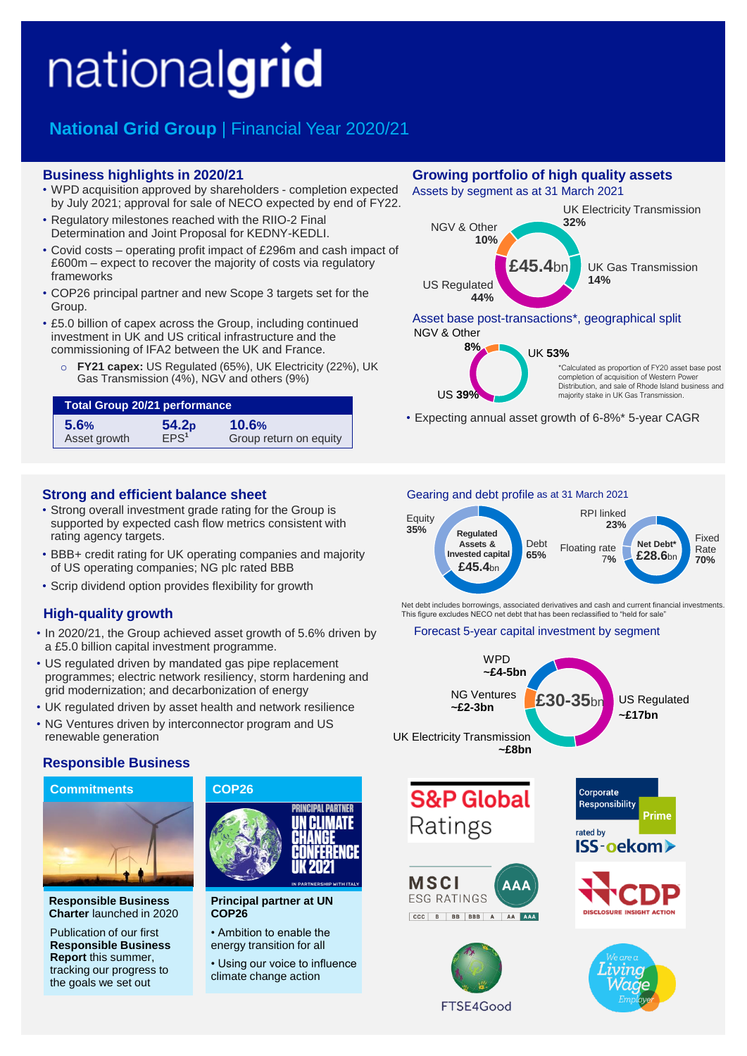# nationalgrid

## National Grid Group | Financial Year 2020/21

### Business highlights in 2020/21

- WPD acquisition approved by shareholders - completion expected by July 2021; approval for sale of NECO expected by end of FY22.
- Regulatory milestones reached with the RIIO-2 Final Determination and Joint Proposal for KEDNY-KEDLI.
- Covid costs – operating profit impact of £296m and cash impact of £600m – expect to recover the majority of costs via regulatory frameworks
- COP26 principal partner and new Scope 3 targets set for the Group.
- £5.0 billion of capex across the Group, including continued investment in UK and US critical infrastructure and the commissioning of IFA2 between the UK and France.
  - **FY21 capex:** US Regulated (65%), UK Electricity (22%), UK Gas Transmission (4%), NGV and others (9%)

| Total Group 20/21 performance | | |
|---|---|---|
| **5.6%** | **54.2p** | **10.6%** |
| Asset growth | EPS[1] | Group return on equity |

### Growing portfolio of high quality assets

Assets by segment as at 31 March 2021

**£45.4bn**

- UK Electricity Transmission **32%**
- UK Gas Transmission **14%**
- US Regulated **44%**
- NGV & Other **10%**

Asset base post-transactions*, geographical split

- UK **53%**
- US **39%**
- NGV & Other **8%**

*Calculated as proportion of FY20 asset base post completion of acquisition of Western Power Distribution, and sale of Rhode Island business and majority stake in UK Gas Transmission.

- Expecting annual asset growth of 6-8%* 5-year CAGR

### Strong and efficient balance sheet

- Strong overall investment grade rating for the Group is supported by expected cash flow metrics consistent with rating agency targets.
- BBB+ credit rating for UK operating companies and majority of US operating companies; NG plc rated BBB
- Scrip dividend option provides flexibility for growth

Gearing and debt profile as at 31 March 2021

Regulated Assets & Invested capital **£45.4bn**

- Equity **35%**
- Debt **65%**

Net Debt* **£28.6bn**

- RPI linked **23%**
- Floating rate **7%**
- Fixed Rate **70%**

Net debt includes borrowings, associated derivatives and cash and current financial investments. This figure excludes NECO net debt that has been reclassified to "held for sale"

### High-quality growth

- In 2020/21, the Group achieved asset growth of 5.6% driven by a £5.0 billion capital investment programme.
- US regulated driven by mandated gas pipe replacement programmes; electric network resiliency, storm hardening and grid modernization; and decarbonization of energy
- UK regulated driven by asset health and network resilience
- NG Ventures driven by interconnector program and US renewable generation

Forecast 5-year capital investment by segment

**£30-35bn**

- US Regulated **~£17bn**
- UK Electricity Transmission **~£8bn**
- NG Ventures **~£2-3bn**
- WPD **~£4-5bn**

### Responsible Business

#### Commitments

**Responsible Business Charter** launched in 2020

Publication of our first **Responsible Business Report** this summer, tracking our progress to the goals we set out

#### COP26

PRINCIPAL PARTNER UN CLIMATE CHANGE CONFERENCE UK 2021 IN PARTNERSHIP WITH ITALY

**Principal partner at UN COP26**

- Ambition to enable the energy transition for all
- Using our voice to influence climate change action

S&P Global Ratings

Corporate Responsibility Prime rated by ISS-oekom

MSCI ESG RATINGS AAA (CCC | B | BB | BBB | A | AA | AAA)

CDP DISCLOSURE INSIGHT ACTION

FTSE4Good

We are a Living Wage Employer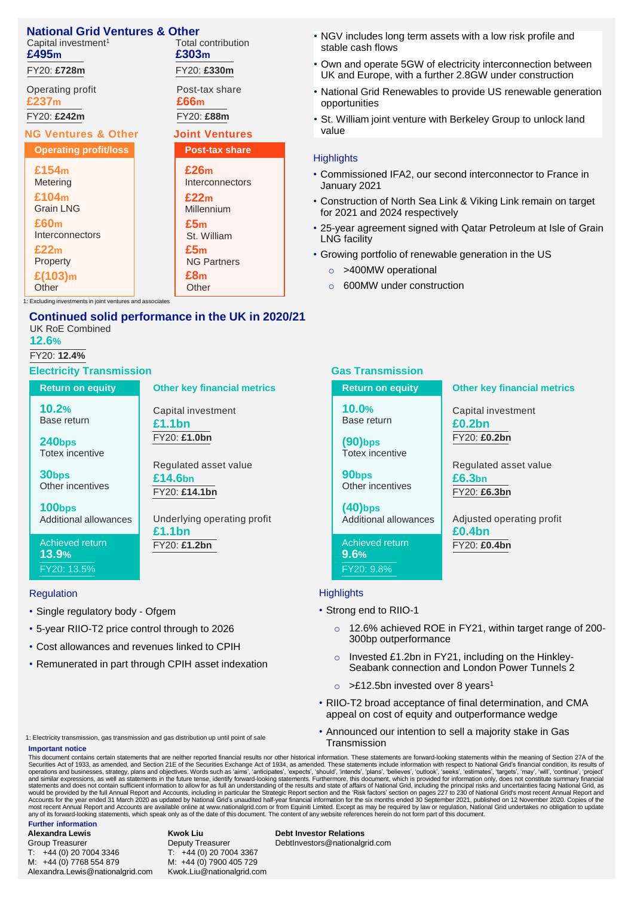## National Grid Ventures & Other

Capital investment[1]
**£495m**
FY20: **£728m**

Total contribution
**£303m**
FY20: **£330m**

Operating profit
**£237m**
FY20: **£242m**

Post-tax share
**£66m**
FY20: **£88m**

### NG Ventures & Other

**Operating profit/loss**

- **£154m** Metering
- **£104m** Grain LNG
- **£60m** Interconnectors
- **£22m** Property
- **£(103)m** Other

### Joint Ventures

**Post-tax share**

- **£26m** Interconnectors
- **£22m** Millennium
- **£5m** St. William
- **£5m** NG Partners
- **£8m** Other

1: Excluding investments in joint ventures and associates

- NGV includes long term assets with a low risk profile and stable cash flows
- Own and operate 5GW of electricity interconnection between UK and Europe, with a further 2.8GW under construction
- National Grid Renewables to provide US renewable generation opportunities
- St. William joint venture with Berkeley Group to unlock land value

### Highlights

- Commissioned IFA2, our second interconnector to France in January 2021
- Construction of North Sea Link & Viking Link remain on target for 2021 and 2024 respectively
- 25-year agreement signed with Qatar Petroleum at Isle of Grain LNG facility
- Growing portfolio of renewable generation in the US
  - >400MW operational
  - 600MW under construction

## Continued solid performance in the UK in 2020/21

UK RoE Combined
**12.6%**
FY20: **12.4%**

### Electricity Transmission

**Return on equity**

- **10.2%** Base return
- **240bps** Totex incentive
- **30bps** Other incentives
- **100bps** Additional allowances

Achieved return **13.9%**
FY20: 13.5%

**Other key financial metrics**

Capital investment
**£1.1bn**
FY20: **£1.0bn**

Regulated asset value
**£14.6bn**
FY20: **£14.1bn**

Underlying operating profit
**£1.1bn**
FY20: **£1.2bn**

### Gas Transmission

**Return on equity**

- **10.0%** Base return
- **(90)bps** Totex incentive
- **90bps** Other incentives
- **(40)bps** Additional allowances

Achieved return **9.6%**
FY20: 9.8%

**Other key financial metrics**

Capital investment
**£0.2bn**
FY20: **£0.2bn**

Regulated asset value
**£6.3bn**
FY20: **£6.3bn**

Adjusted operating profit
**£0.4bn**
FY20: **£0.4bn**

### Regulation

- Single regulatory body - Ofgem
- 5-year RIIO-T2 price control through to 2026
- Cost allowances and revenues linked to CPIH
- Remunerated in part through CPIH asset indexation

### Highlights

- Strong end to RIIO-1
  - 12.6% achieved ROE in FY21, within target range of 200-300bp outperformance
  - Invested £1.2bn in FY21, including on the Hinkley-Seabank connection and London Power Tunnels 2
  - >£12.5bn invested over 8 years[1]
- RIIO-T2 broad acceptance of final determination, and CMA appeal on cost of equity and outperformance wedge
- Announced our intention to sell a majority stake in Gas Transmission

1: Electricity transmission, gas transmission and gas distribution up until point of sale

**Important notice**

This document contains certain statements that are neither reported financial results nor other historical information. These statements are forward-looking statements within the meaning of Section 27A of the Securities Act of 1933, as amended, and Section 21E of the Securities Exchange Act of 1934, as amended. These statements include information with respect to National Grid's financial condition, its results of operations and businesses, strategy, plans and objectives. Words such as 'aims', 'anticipates', 'expects', 'should', 'intends', 'plans', 'believes', 'outlook', 'seeks', 'estimates', 'targets', 'may', 'will', 'continue', 'project' and similar expressions, as well as statements in the future tense, identify forward-looking statements. Furthermore, this document, which is provided for information only, does not constitute summary financial statements and does not contain sufficient information to allow for as full an understanding of the results and state of affairs of National Grid, including the principal risks and uncertainties facing National Grid, as would be provided by the full Annual Report and Accounts, including in particular the Strategic Report section and the 'Risk factors' section on pages 227 to 230 of National Grid's most recent Annual Report and Accounts for the year ended 31 March 2020 as updated by National Grid's unaudited half-year financial information for the six months ended 30 September 2021, published on 12 November 2020. Copies of the most recent Annual Report and Accounts are available online at www.nationalgrid.com or from Equiniti Limited. Except as may be required by law or regulation, National Grid undertakes no obligation to update any of its forward-looking statements, which speak only as of the date of this document. The content of any website references herein do not form part of this document.

**Further information**

**Alexandra Lewis**
Group Treasurer
T: +44 (0) 20 7004 3346
M: +44 (0) 7768 554 879
Alexandra.Lewis@nationalgrid.com

**Kwok Liu**
Deputy Treasurer
T: +44 (0) 20 7004 3367
M: +44 (0) 7900 405 729
Kwok.Liu@nationalgrid.com

**Debt Investor Relations**
DebtInvestors@nationalgrid.com